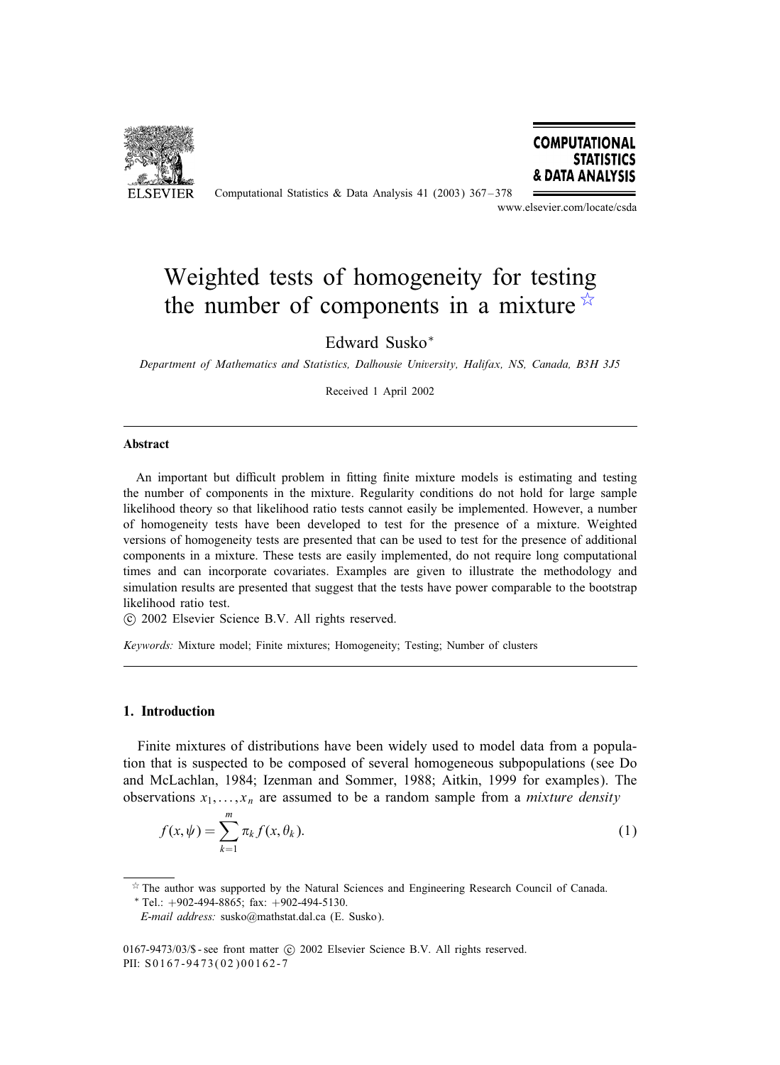# Weighted tests of homogeneity for testing the number of components in a mixture ☆

Edward Susko*

*Department of Mathematics and Statistics, Dalhousie University, Halifax, NS, Canada, B3H 3J5*

Received 1 April 2002

## Abstract

An important but difficult problem in fitting finite mixture models is estimating and testing the number of components in the mixture. Regularity conditions do not hold for large sample likelihood theory so that likelihood ratio tests cannot easily be implemented. However, a number of homogeneity tests have been developed to test for the presence of a mixture. Weighted versions of homogeneity tests are presented that can be used to test for the presence of additional components in a mixture. These tests are easily implemented, do not require long computational times and can incorporate covariates. Examples are given to illustrate the methodology and simulation results are presented that suggest that the tests have power comparable to the bootstrap likelihood ratio test.

© 2002 Elsevier Science B.V. All rights reserved.

*Keywords:* Mixture model; Finite mixtures; Homogeneity; Testing; Number of clusters

## 1. Introduction

Finite mixtures of distributions have been widely used to model data from a population that is suspected to be composed of several homogeneous subpopulations (see Do and McLachlan, 1984; Izenman and Sommer, 1988; Aitkin, 1999 for examples). The observations $x_1, \ldots, x_n$ are assumed to be a random sample from a *mixture density*

$$f(x, \psi) = \sum_{k=1}^{m} \pi_k f(x, \theta_k). \tag{1}$$

☆ The author was supported by the Natural Sciences and Engineering Research Council of Canada.

\* Tel.: +902-494-8865; fax: +902-494-5130.

*E-mail address:* susko@mathstat.dal.ca (E. Susko).

0167-9473/03/$ - see front matter © 2002 Elsevier Science B.V. All rights reserved.
PII: S0167-9473(02)00162-7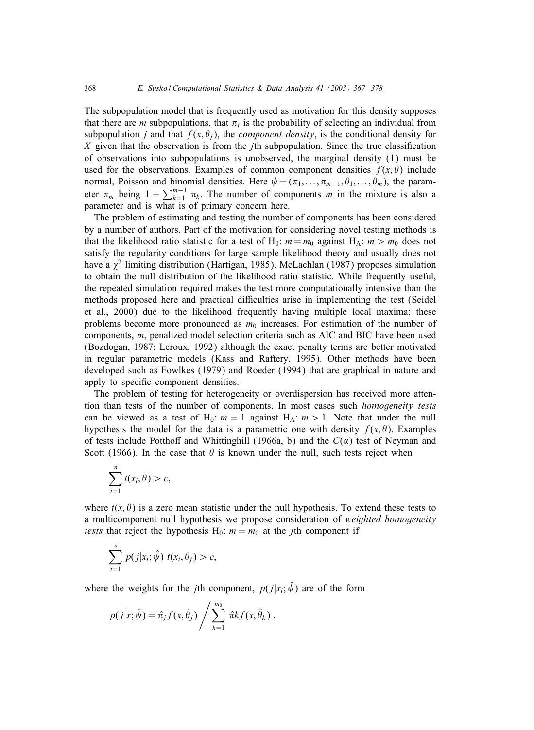The subpopulation model that is frequently used as motivation for this density supposes that there are $m$ subpopulations, that $\pi_j$ is the probability of selecting an individual from subpopulation $j$ and that $f(x, \theta_j)$, the *component density*, is the conditional density for $X$ given that the observation is from the $j$th subpopulation. Since the true classification of observations into subpopulations is unobserved, the marginal density (1) must be used for the observations. Examples of common component densities $f(x, \theta)$ include normal, Poisson and binomial densities. Here $\psi = (\pi_1, \ldots, \pi_{m-1}, \theta_1, \ldots, \theta_m)$, the parameter $\pi_m$ being $1 - \sum_{k=1}^{m-1} \pi_k$. The number of components $m$ in the mixture is also a parameter and is what is of primary concern here.

The problem of estimating and testing the number of components has been considered by a number of authors. Part of the motivation for considering novel testing methods is that the likelihood ratio statistic for a test of $\mathrm{H}_0$: $m = m_0$ against $\mathrm{H}_\mathrm{A}$: $m > m_0$ does not satisfy the regularity conditions for large sample likelihood theory and usually does not have a $\chi^2$ limiting distribution (Hartigan, 1985). McLachlan (1987) proposes simulation to obtain the null distribution of the likelihood ratio statistic. While frequently useful, the repeated simulation required makes the test more computationally intensive than the methods proposed here and practical difficulties arise in implementing the test (Seidel et al., 2000) due to the likelihood frequently having multiple local maxima; these problems become more pronounced as $m_0$ increases. For estimation of the number of components, $m$, penalized model selection criteria such as AIC and BIC have been used (Bozdogan, 1987; Leroux, 1992) although the exact penalty terms are better motivated in regular parametric models (Kass and Raftery, 1995). Other methods have been developed such as Fowlkes (1979) and Roeder (1994) that are graphical in nature and apply to specific component densities.

The problem of testing for heterogeneity or overdispersion has received more attention than tests of the number of components. In most cases such *homogeneity tests* can be viewed as a test of $\mathrm{H}_0$: $m = 1$ against $\mathrm{H}_\mathrm{A}$: $m > 1$. Note that under the null hypothesis the model for the data is a parametric one with density $f(x, \theta)$. Examples of tests include Potthoff and Whittinghill (1966a, b) and the $C(\alpha)$ test of Neyman and Scott (1966). In the case that $\theta$ is known under the null, such tests reject when

$$\sum_{i=1}^{n} t(x_i, \theta) > c,$$

where $t(x, \theta)$ is a zero mean statistic under the null hypothesis. To extend these tests to a multicomponent null hypothesis we propose consideration of *weighted homogeneity tests* that reject the hypothesis $\mathrm{H}_0$: $m = m_0$ at the $j$th component if

$$\sum_{i=1}^{n} p(j|x_i; \hat{\psi})\ t(x_i, \theta_j) > c,$$

where the weights for the $j$th component, $p(j|x_i; \hat{\psi})$ are of the form

$$p(j|x; \hat{\psi}) = \hat{\pi}_j f(x, \hat{\theta}_j) \Bigg/ \sum_{k=1}^{m_0} \hat{\pi} k f(x, \hat{\theta}_k)\ .$$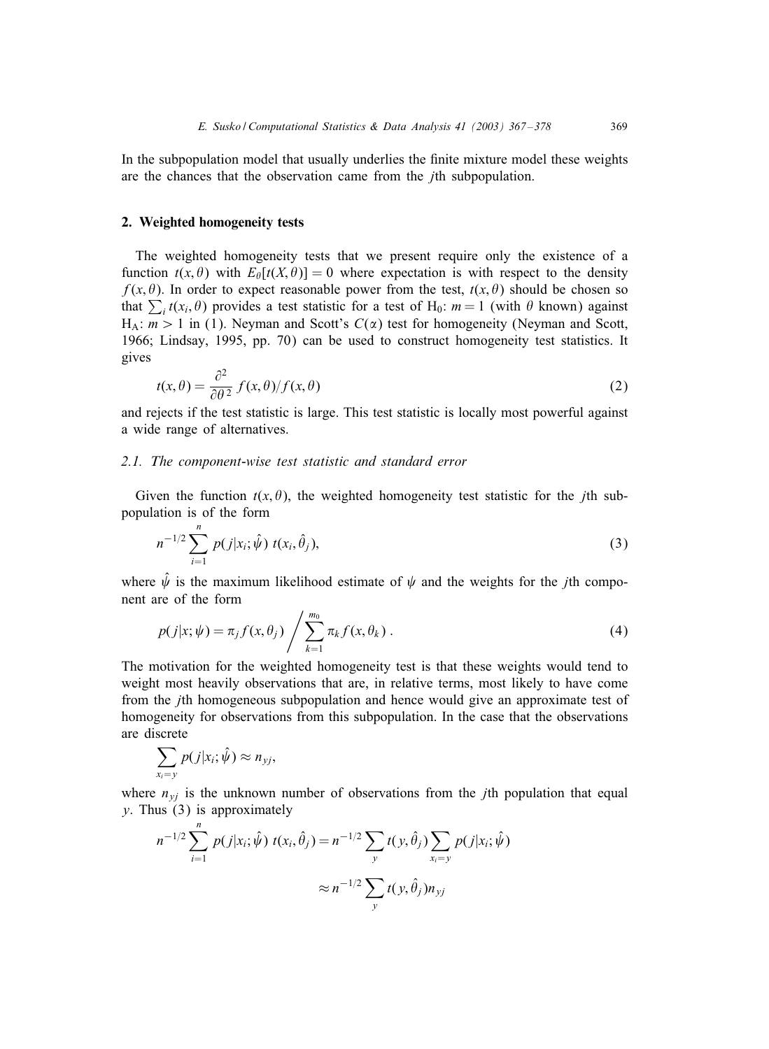In the subpopulation model that usually underlies the finite mixture model these weights are the chances that the observation came from the $j$th subpopulation.

## 2. Weighted homogeneity tests

The weighted homogeneity tests that we present require only the existence of a function $t(x,\theta)$ with $E_\theta[t(X,\theta)] = 0$ where expectation is with respect to the density $f(x,\theta)$. In order to expect reasonable power from the test, $t(x,\theta)$ should be chosen so that $\sum_i t(x_i,\theta)$ provides a test statistic for a test of $\mathrm{H_0}$: $m = 1$ (with $\theta$ known) against $\mathrm{H_A}$: $m > 1$ in (1). Neyman and Scott's $C(\alpha)$ test for homogeneity (Neyman and Scott, 1966; Lindsay, 1995, pp. 70) can be used to construct homogeneity test statistics. It gives

$$t(x,\theta) = \frac{\partial^2}{\partial\theta^2} f(x,\theta)/f(x,\theta) \tag{2}$$

and rejects if the test statistic is large. This test statistic is locally most powerful against a wide range of alternatives.

### 2.1. The component-wise test statistic and standard error

Given the function $t(x,\theta)$, the weighted homogeneity test statistic for the $j$th subpopulation is of the form

$$n^{-1/2} \sum_{i=1}^{n} p(j|x_i;\hat{\psi})\; t(x_i,\hat{\theta}_j), \tag{3}$$

where $\hat{\psi}$ is the maximum likelihood estimate of $\psi$ and the weights for the $j$th component are of the form

$$p(j|x;\psi) = \pi_j f(x,\theta_j) \Bigg/ \sum_{k=1}^{m_0} \pi_k f(x,\theta_k)\,. \tag{4}$$

The motivation for the weighted homogeneity test is that these weights would tend to weight most heavily observations that are, in relative terms, most likely to have come from the $j$th homogeneous subpopulation and hence would give an approximate test of homogeneity for observations from this subpopulation. In the case that the observations are discrete

$$\sum_{x_i=y} p(j|x_i;\hat{\psi}) \approx n_{yj},$$

where $n_{yj}$ is the unknown number of observations from the $j$th population that equal $y$. Thus (3) is approximately

$$\begin{aligned}
n^{-1/2} \sum_{i=1}^{n} p(j|x_i;\hat{\psi})\; t(x_i,\hat{\theta}_j) &= n^{-1/2} \sum_{y} t(y,\hat{\theta}_j) \sum_{x_i=y} p(j|x_i;\hat{\psi}) \\
&\approx n^{-1/2} \sum_{y} t(y,\hat{\theta}_j) n_{yj}
\end{aligned}$$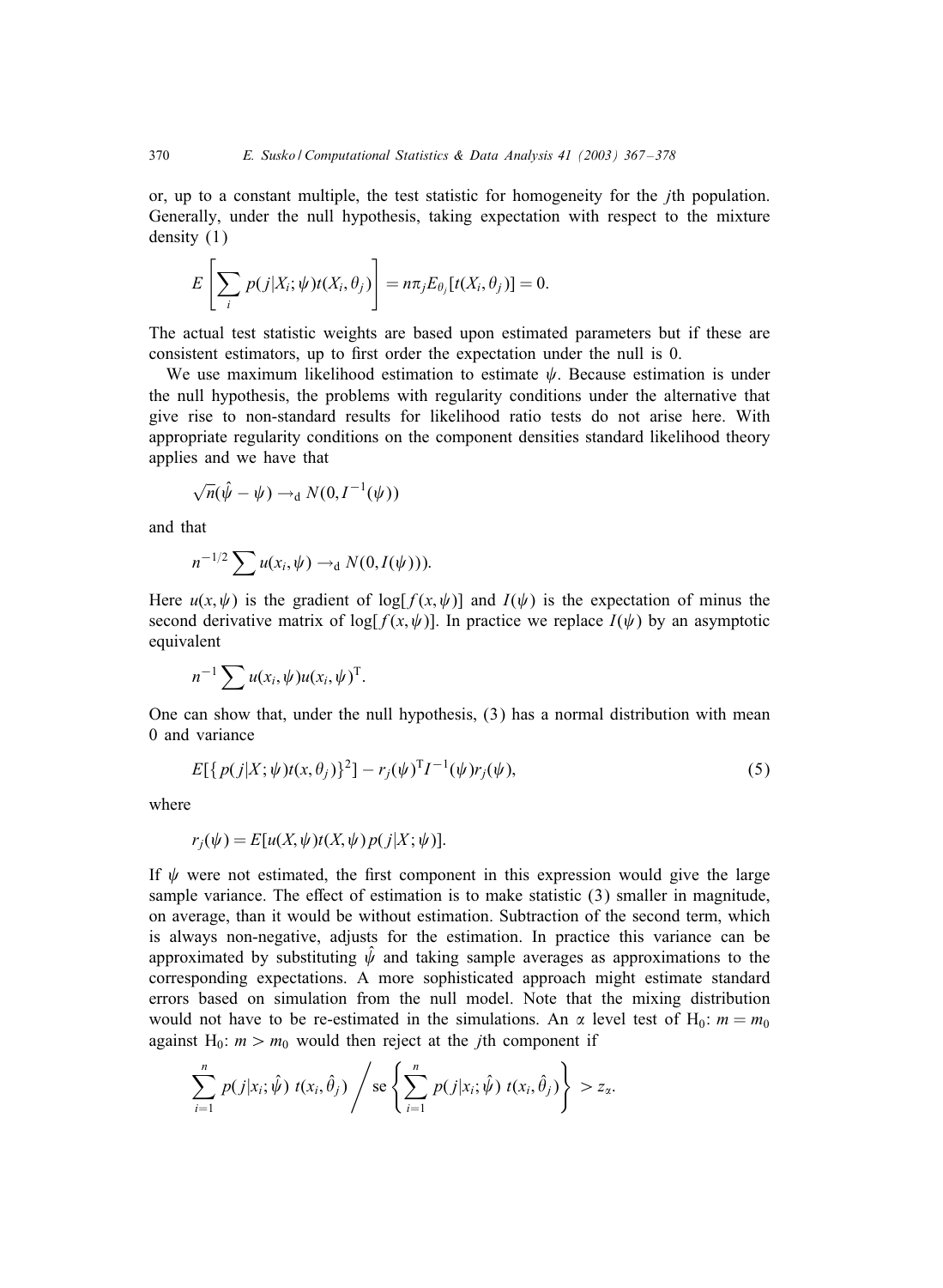or, up to a constant multiple, the test statistic for homogeneity for the $j$th population. Generally, under the null hypothesis, taking expectation with respect to the mixture density (1)

$$E\left[\sum_i p(j|X_i;\psi)t(X_i,\theta_j)\right] = n\pi_j E_{\theta_j}[t(X_i,\theta_j)] = 0.$$

The actual test statistic weights are based upon estimated parameters but if these are consistent estimators, up to first order the expectation under the null is 0.

We use maximum likelihood estimation to estimate $\psi$. Because estimation is under the null hypothesis, the problems with regularity conditions under the alternative that give rise to non-standard results for likelihood ratio tests do not arise here. With appropriate regularity conditions on the component densities standard likelihood theory applies and we have that

$$\sqrt{n}(\hat{\psi} - \psi) \rightarrow_{\mathrm{d}} N(0, I^{-1}(\psi))$$

and that

$$n^{-1/2} \sum u(x_i, \psi) \rightarrow_{\mathrm{d}} N(0, I(\psi))).$$

Here $u(x, \psi)$ is the gradient of $\log[f(x, \psi)]$ and $I(\psi)$ is the expectation of minus the second derivative matrix of $\log[f(x, \psi)]$. In practice we replace $I(\psi)$ by an asymptotic equivalent

$$n^{-1} \sum u(x_i, \psi) u(x_i, \psi)^{\mathrm{T}}.$$

One can show that, under the null hypothesis, (3) has a normal distribution with mean 0 and variance

$$E[\{p(j|X;\psi)t(x,\theta_j)\}^2] - r_j(\psi)^{\mathrm{T}} I^{-1}(\psi) r_j(\psi), \tag{5}$$

where

$$r_j(\psi) = E[u(X,\psi)t(X,\psi)p(j|X;\psi)].$$

If $\psi$ were not estimated, the first component in this expression would give the large sample variance. The effect of estimation is to make statistic (3) smaller in magnitude, on average, than it would be without estimation. Subtraction of the second term, which is always non-negative, adjusts for the estimation. In practice this variance can be approximated by substituting $\hat{\psi}$ and taking sample averages as approximations to the corresponding expectations. A more sophisticated approach might estimate standard errors based on simulation from the null model. Note that the mixing distribution would not have to be re-estimated in the simulations. An $\alpha$ level test of $\mathrm{H}_0$: $m = m_0$ against $\mathrm{H}_0$: $m > m_0$ would then reject at the $j$th component if

$$\sum_{i=1}^{n} p(j|x_i;\hat{\psi})\ t(x_i,\hat{\theta}_j) \bigg/ \mathrm{se}\left\{\sum_{i=1}^{n} p(j|x_i;\hat{\psi})\ t(x_i,\hat{\theta}_j)\right\} > z_\alpha.$$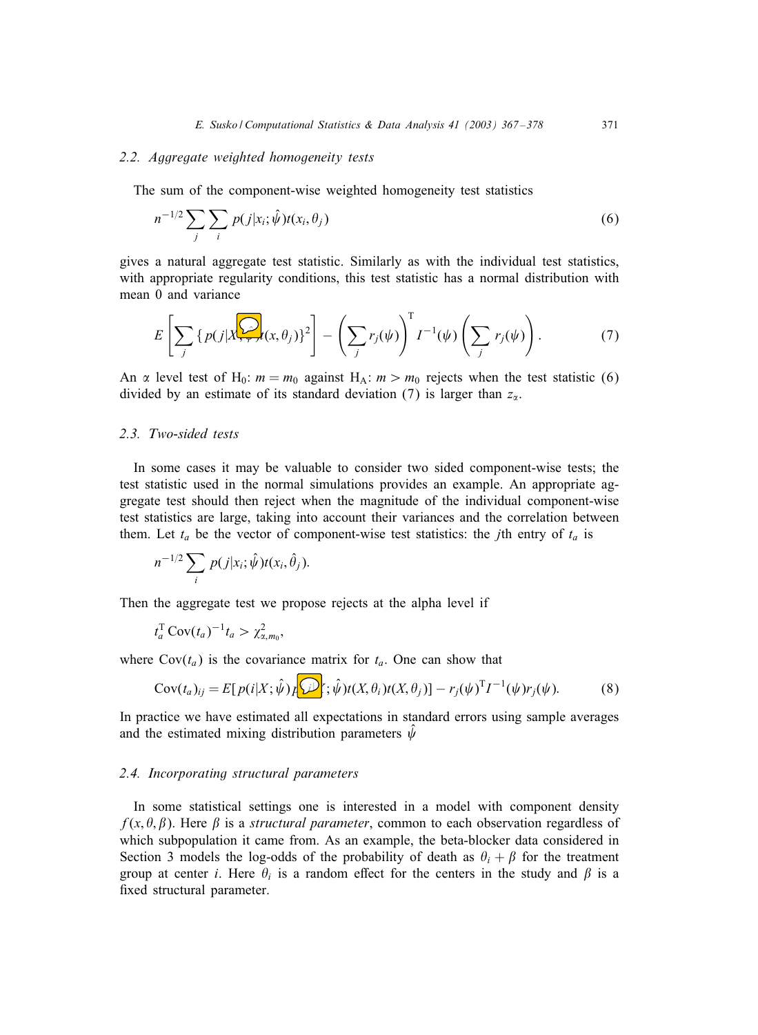### 2.2. Aggregate weighted homogeneity tests

The sum of the component-wise weighted homogeneity test statistics

$$n^{-1/2} \sum_j \sum_i p(j|x_i; \hat{\psi}) t(x_i, \theta_j) \tag{6}$$

gives a natural aggregate test statistic. Similarly as with the individual test statistics, with appropriate regularity conditions, this test statistic has a normal distribution with mean 0 and variance

$$E\left[\sum_j \{p(j|X; \psi) t(x, \theta_j)\}^2\right] - \left(\sum_j r_j(\psi)\right)^{\mathrm{T}} I^{-1}(\psi) \left(\sum_j r_j(\psi)\right). \tag{7}$$

An $\alpha$ level test of $\mathrm{H}_0$: $m = m_0$ against $\mathrm{H}_\mathrm{A}$: $m > m_0$ rejects when the test statistic (6) divided by an estimate of its standard deviation (7) is larger than $z_\alpha$.

### 2.3. Two-sided tests

In some cases it may be valuable to consider two sided component-wise tests; the test statistic used in the normal simulations provides an example. An appropriate aggregate test should then reject when the magnitude of the individual component-wise test statistics are large, taking into account their variances and the correlation between them. Let $t_a$ be the vector of component-wise test statistics: the $j$th entry of $t_a$ is

$$n^{-1/2} \sum_i p(j|x_i; \hat{\psi}) t(x_i, \hat{\theta}_j).$$

Then the aggregate test we propose rejects at the alpha level if

$$t_a^{\mathrm{T}} \operatorname{Cov}(t_a)^{-1} t_a > \chi^2_{\alpha, m_0},$$

where $\operatorname{Cov}(t_a)$ is the covariance matrix for $t_a$. One can show that

$$\operatorname{Cov}(t_a)_{ij} = E[p(i|X; \hat{\psi}) p(j|X; \hat{\psi}) t(X, \theta_i) t(X, \theta_j)] - r_j(\psi)^{\mathrm{T}} I^{-1}(\psi) r_j(\psi). \tag{8}$$

In practice we have estimated all expectations in standard errors using sample averages and the estimated mixing distribution parameters $\hat{\psi}$

### 2.4. Incorporating structural parameters

In some statistical settings one is interested in a model with component density $f(x, \theta, \beta)$. Here $\beta$ is a *structural parameter*, common to each observation regardless of which subpopulation it came from. As an example, the beta-blocker data considered in Section 3 models the log-odds of the probability of death as $\theta_i + \beta$ for the treatment group at center $i$. Here $\theta_i$ is a random effect for the centers in the study and $\beta$ is a fixed structural parameter.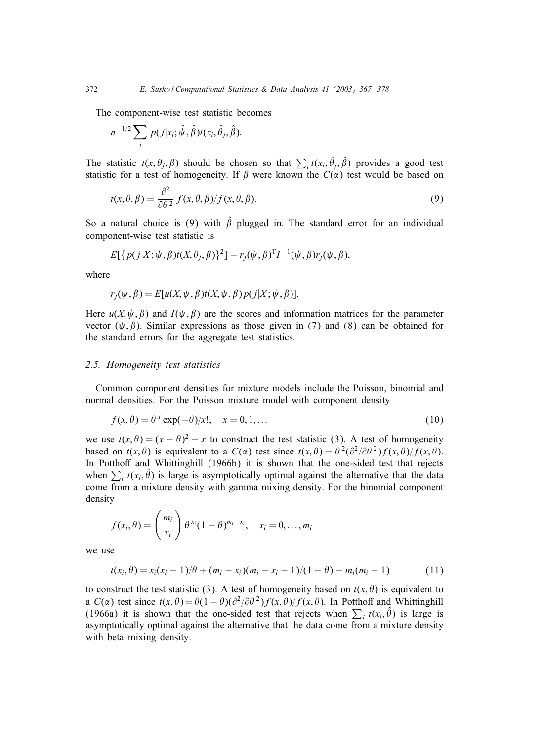The component-wise test statistic becomes

$$n^{-1/2} \sum_i p(j|x_i; \hat{\psi}, \hat{\beta}) t(x_i, \hat{\theta}_j, \hat{\beta}).$$

The statistic $t(x, \theta_j, \beta)$ should be chosen so that $\sum_i t(x_i, \hat{\theta}_j, \hat{\beta})$ provides a good test statistic for a test of homogeneity. If $\beta$ were known the $C(\alpha)$ test would be based on

$$t(x, \theta, \beta) = \frac{\partial^2}{\partial \theta^2} f(x, \theta, \beta) / f(x, \theta, \beta). \tag{9}$$

So a natural choice is (9) with $\hat{\beta}$ plugged in. The standard error for an individual component-wise test statistic is

$$E[\{p(j|X; \psi, \beta) t(X, \theta_j, \beta)\}^2] - r_j(\psi, \beta)^{\mathrm{T}} I^{-1}(\psi, \beta) r_j(\psi, \beta),$$

where

$$r_j(\psi, \beta) = E[u(X, \psi, \beta) t(X, \psi, \beta) p(j|X; \psi, \beta)].$$

Here $u(X, \psi, \beta)$ and $I(\psi, \beta)$ are the scores and information matrices for the parameter vector $(\psi, \beta)$. Similar expressions as those given in (7) and (8) can be obtained for the standard errors for the aggregate test statistics.

### 2.5. Homogeneity test statistics

Common component densities for mixture models include the Poisson, binomial and normal densities. For the Poisson mixture model with component density

$$f(x, \theta) = \theta^x \exp(-\theta)/x!, \quad x = 0, 1, \ldots \tag{10}$$

we use $t(x, \theta) = (x - \theta)^2 - x$ to construct the test statistic (3). A test of homogeneity based on $t(x, \theta)$ is equivalent to a $C(\alpha)$ test since $t(x, \theta) = \theta^2 (\partial^2/\partial \theta^2) f(x, \theta)/f(x, \theta)$. In Potthoff and Whittinghill (1966b) it is shown that the one-sided test that rejects when $\sum_i t(x_i, \hat{\theta})$ is large is asymptotically optimal against the alternative that the data come from a mixture density with gamma mixing density. For the binomial component density

$$f(x_i, \theta) = \binom{m_i}{x_i} \theta^{x_i} (1 - \theta)^{m_i - x_i}, \quad x_i = 0, \ldots, m_i$$

we use

$$t(x_i, \theta) = x_i(x_i - 1)/\theta + (m_i - x_i)(m_i - x_i - 1)/(1 - \theta) - m_i(m_i - 1) \tag{11}$$

to construct the test statistic (3). A test of homogeneity based on $t(x, \theta)$ is equivalent to a $C(\alpha)$ test since $t(x, \theta) = \theta(1 - \theta)(\partial^2/\partial \theta^2) f(x, \theta)/f(x, \theta)$. In Potthoff and Whittinghill (1966a) it is shown that the one-sided test that rejects when $\sum_i t(x_i, \hat{\theta})$ is large is asymptotically optimal against the alternative that the data come from a mixture density with beta mixing density.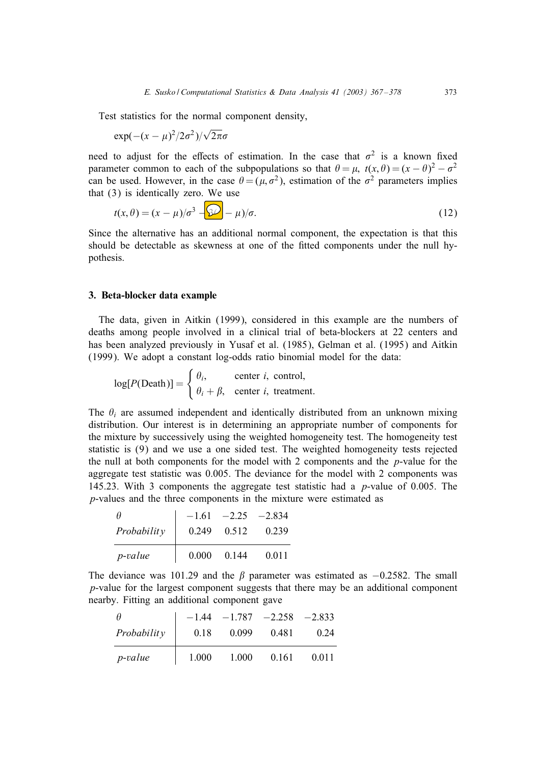Test statistics for the normal component density,

$$\exp(-(x-\mu)^2/2\sigma^2)/\sqrt{2\pi}\sigma$$

need to adjust for the effects of estimation. In the case that $\sigma^2$ is a known fixed parameter common to each of the subpopulations so that $\theta = \mu$, $t(x, \theta) = (x - \theta)^2 - \sigma^2$ can be used. However, in the case $\theta = (\mu, \sigma^2)$, estimation of the $\sigma^2$ parameters implies that (3) is identically zero. We use

$$t(x, \theta) = (x - \mu)/\sigma^3 - 3(x - \mu)/\sigma. \tag{12}$$

Since the alternative has an additional normal component, the expectation is that this should be detectable as skewness at one of the fitted components under the null hypothesis.

## 3. Beta-blocker data example

The data, given in Aitkin (1999), considered in this example are the numbers of deaths among people involved in a clinical trial of beta-blockers at 22 centers and has been analyzed previously in Yusaf et al. (1985), Gelman et al. (1995) and Aitkin (1999). We adopt a constant log-odds ratio binomial model for the data:

$$\log[P(\text{Death})] = \begin{cases} \theta_i, & \text{center } i, \text{ control}, \\ \theta_i + \beta, & \text{center } i, \text{ treatment}. \end{cases}$$

The $\theta_i$ are assumed independent and identically distributed from an unknown mixing distribution. Our interest is in determining an appropriate number of components for the mixture by successively using the weighted homogeneity test. The homogeneity test statistic is (9) and we use a one sided test. The weighted homogeneity tests rejected the null at both components for the model with 2 components and the $p$-value for the aggregate test statistic was 0.005. The deviance for the model with 2 components was 145.23. With 3 components the aggregate test statistic had a $p$-value of 0.005. The $p$-values and the three components in the mixture were estimated as

| $\theta$ | $-1.61$ | $-2.25$ | $-2.834$ |
|---|---|---|---|
| *Probability* | 0.249 | 0.512 | 0.239 |
| *p-value* | 0.000 | 0.144 | 0.011 |

The deviance was 101.29 and the $\beta$ parameter was estimated as $-0.2582$. The small $p$-value for the largest component suggests that there may be an additional component nearby. Fitting an additional component gave

| $\theta$ | $-1.44$ | $-1.787$ | $-2.258$ | $-2.833$ |
|---|---|---|---|---|
| *Probability* | 0.18 | 0.099 | 0.481 | 0.24 |
| *p-value* | 1.000 | 1.000 | 0.161 | 0.011 |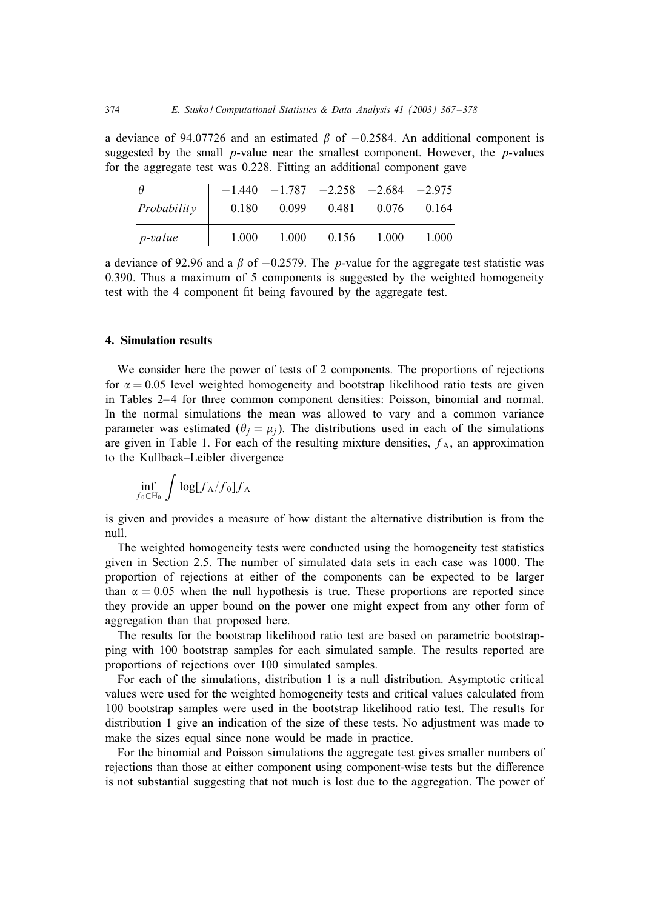a deviance of 94.07726 and an estimated $\beta$ of $-0.2584$. An additional component is suggested by the small $p$-value near the smallest component. However, the $p$-values for the aggregate test was 0.228. Fitting an additional component gave

| $\theta$ | $-1.440$ | $-1.787$ | $-2.258$ | $-2.684$ | $-2.975$ |
|---|---|---|---|---|---|
| *Probability* | 0.180 | 0.099 | 0.481 | 0.076 | 0.164 |
| *p-value* | 1.000 | 1.000 | 0.156 | 1.000 | 1.000 |

a deviance of 92.96 and a $\beta$ of $-0.2579$. The $p$-value for the aggregate test statistic was 0.390. Thus a maximum of 5 components is suggested by the weighted homogeneity test with the 4 component fit being favoured by the aggregate test.

## 4. Simulation results

We consider here the power of tests of 2 components. The proportions of rejections for $\alpha = 0.05$ level weighted homogeneity and bootstrap likelihood ratio tests are given in Tables 2–4 for three common component densities: Poisson, binomial and normal. In the normal simulations the mean was allowed to vary and a common variance parameter was estimated ($\theta_j = \mu_j$). The distributions used in each of the simulations are given in Table 1. For each of the resulting mixture densities, $f_A$, an approximation to the Kullback–Leibler divergence

$$\inf_{f_0 \in H_0} \int \log[f_A/f_0] f_A$$

is given and provides a measure of how distant the alternative distribution is from the null.

The weighted homogeneity tests were conducted using the homogeneity test statistics given in Section 2.5. The number of simulated data sets in each case was 1000. The proportion of rejections at either of the components can be expected to be larger than $\alpha = 0.05$ when the null hypothesis is true. These proportions are reported since they provide an upper bound on the power one might expect from any other form of aggregation than that proposed here.

The results for the bootstrap likelihood ratio test are based on parametric bootstrapping with 100 bootstrap samples for each simulated sample. The results reported are proportions of rejections over 100 simulated samples.

For each of the simulations, distribution 1 is a null distribution. Asymptotic critical values were used for the weighted homogeneity tests and critical values calculated from 100 bootstrap samples were used in the bootstrap likelihood ratio test. The results for distribution 1 give an indication of the size of these tests. No adjustment was made to make the sizes equal since none would be made in practice.

For the binomial and Poisson simulations the aggregate test gives smaller numbers of rejections than those at either component using component-wise tests but the difference is not substantial suggesting that not much is lost due to the aggregation. The power of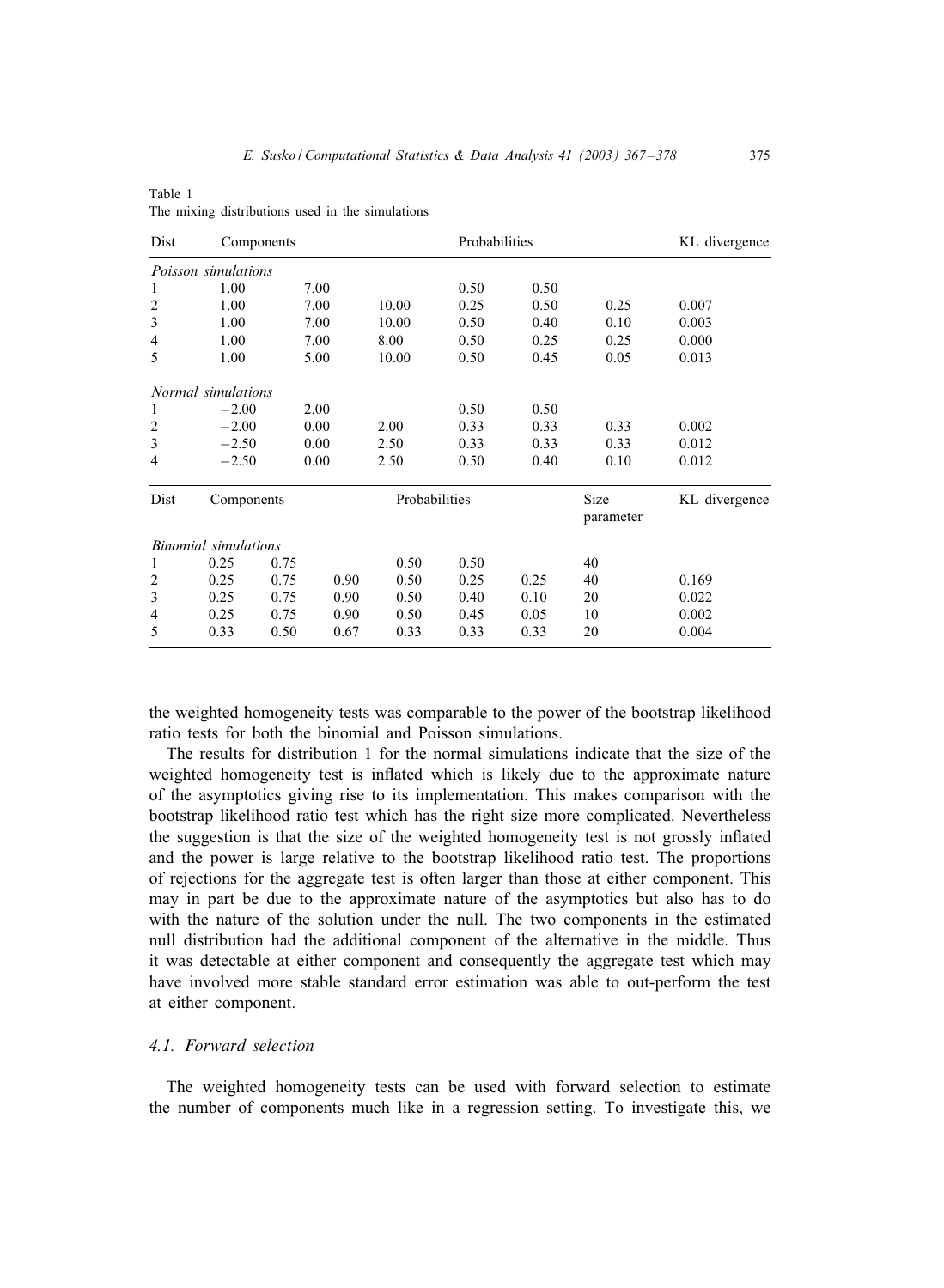Table 1
The mixing distributions used in the simulations

| Dist | Components | | | Probabilities | | | KL divergence |
|---|---|---|---|---|---|---|---|
| *Poisson simulations* | | | | | | | |
| 1 | 1.00 | 7.00 | | 0.50 | 0.50 | | |
| 2 | 1.00 | 7.00 | 10.00 | 0.25 | 0.50 | 0.25 | 0.007 |
| 3 | 1.00 | 7.00 | 10.00 | 0.50 | 0.40 | 0.10 | 0.003 |
| 4 | 1.00 | 7.00 | 8.00 | 0.50 | 0.25 | 0.25 | 0.000 |
| 5 | 1.00 | 5.00 | 10.00 | 0.50 | 0.45 | 0.05 | 0.013 |
| *Normal simulations* | | | | | | | |
| 1 | −2.00 | 2.00 | | 0.50 | 0.50 | | |
| 2 | −2.00 | 0.00 | 2.00 | 0.33 | 0.33 | 0.33 | 0.002 |
| 3 | −2.50 | 0.00 | 2.50 | 0.33 | 0.33 | 0.33 | 0.012 |
| 4 | −2.50 | 0.00 | 2.50 | 0.50 | 0.40 | 0.10 | 0.012 |

| Dist | Components | | | Probabilities | | | Size parameter | KL divergence |
|---|---|---|---|---|---|---|---|---|
| *Binomial simulations* | | | | | | | | |
| 1 | 0.25 | 0.75 | | 0.50 | 0.50 | | 40 | |
| 2 | 0.25 | 0.75 | 0.90 | 0.50 | 0.25 | 0.25 | 40 | 0.169 |
| 3 | 0.25 | 0.75 | 0.90 | 0.50 | 0.40 | 0.10 | 20 | 0.022 |
| 4 | 0.25 | 0.75 | 0.90 | 0.50 | 0.45 | 0.05 | 10 | 0.002 |
| 5 | 0.33 | 0.50 | 0.67 | 0.33 | 0.33 | 0.33 | 20 | 0.004 |

the weighted homogeneity tests was comparable to the power of the bootstrap likelihood ratio tests for both the binomial and Poisson simulations.

The results for distribution 1 for the normal simulations indicate that the size of the weighted homogeneity test is inflated which is likely due to the approximate nature of the asymptotics giving rise to its implementation. This makes comparison with the bootstrap likelihood ratio test which has the right size more complicated. Nevertheless the suggestion is that the size of the weighted homogeneity test is not grossly inflated and the power is large relative to the bootstrap likelihood ratio test. The proportions of rejections for the aggregate test is often larger than those at either component. This may in part be due to the approximate nature of the asymptotics but also has to do with the nature of the solution under the null. The two components in the estimated null distribution had the additional component of the alternative in the middle. Thus it was detectable at either component and consequently the aggregate test which may have involved more stable standard error estimation was able to out-perform the test at either component.

### *4.1. Forward selection*

The weighted homogeneity tests can be used with forward selection to estimate the number of components much like in a regression setting. To investigate this, we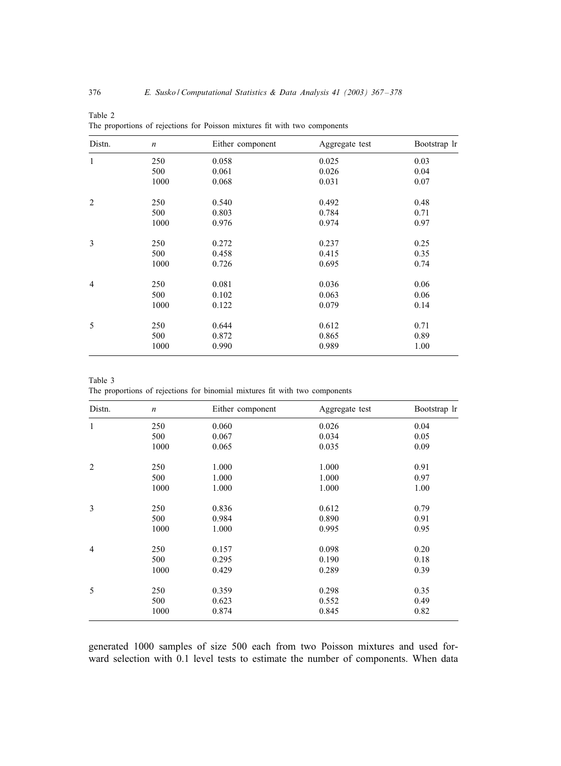Table 2
The proportions of rejections for Poisson mixtures fit with two components

| Distn. | $n$ | Either component | Aggregate test | Bootstrap lr |
|---|---|---|---|---|
| 1 | 250 | 0.058 | 0.025 | 0.03 |
| | 500 | 0.061 | 0.026 | 0.04 |
| | 1000 | 0.068 | 0.031 | 0.07 |
| 2 | 250 | 0.540 | 0.492 | 0.48 |
| | 500 | 0.803 | 0.784 | 0.71 |
| | 1000 | 0.976 | 0.974 | 0.97 |
| 3 | 250 | 0.272 | 0.237 | 0.25 |
| | 500 | 0.458 | 0.415 | 0.35 |
| | 1000 | 0.726 | 0.695 | 0.74 |
| 4 | 250 | 0.081 | 0.036 | 0.06 |
| | 500 | 0.102 | 0.063 | 0.06 |
| | 1000 | 0.122 | 0.079 | 0.14 |
| 5 | 250 | 0.644 | 0.612 | 0.71 |
| | 500 | 0.872 | 0.865 | 0.89 |
| | 1000 | 0.990 | 0.989 | 1.00 |

Table 3
The proportions of rejections for binomial mixtures fit with two components

| Distn. | $n$ | Either component | Aggregate test | Bootstrap lr |
|---|---|---|---|---|
| 1 | 250 | 0.060 | 0.026 | 0.04 |
| | 500 | 0.067 | 0.034 | 0.05 |
| | 1000 | 0.065 | 0.035 | 0.09 |
| 2 | 250 | 1.000 | 1.000 | 0.91 |
| | 500 | 1.000 | 1.000 | 0.97 |
| | 1000 | 1.000 | 1.000 | 1.00 |
| 3 | 250 | 0.836 | 0.612 | 0.79 |
| | 500 | 0.984 | 0.890 | 0.91 |
| | 1000 | 1.000 | 0.995 | 0.95 |
| 4 | 250 | 0.157 | 0.098 | 0.20 |
| | 500 | 0.295 | 0.190 | 0.18 |
| | 1000 | 0.429 | 0.289 | 0.39 |
| 5 | 250 | 0.359 | 0.298 | 0.35 |
| | 500 | 0.623 | 0.552 | 0.49 |
| | 1000 | 0.874 | 0.845 | 0.82 |

generated 1000 samples of size 500 each from two Poisson mixtures and used forward selection with 0.1 level tests to estimate the number of components. When data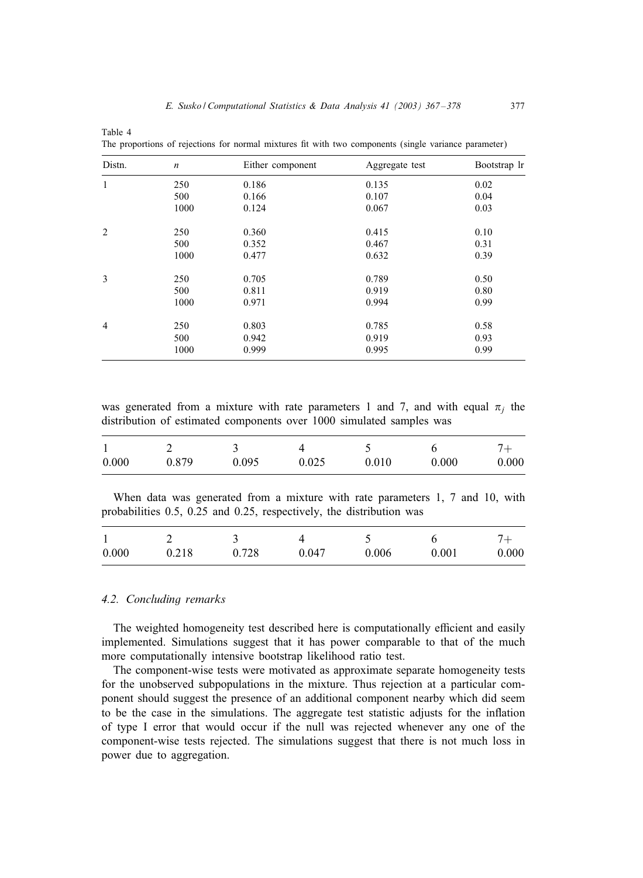Table 4
The proportions of rejections for normal mixtures fit with two components (single variance parameter)

| Distn. | $n$ | Either component | Aggregate test | Bootstrap lr |
|---|---|---|---|---|
| 1 | 250 | 0.186 | 0.135 | 0.02 |
| | 500 | 0.166 | 0.107 | 0.04 |
| | 1000 | 0.124 | 0.067 | 0.03 |
| 2 | 250 | 0.360 | 0.415 | 0.10 |
| | 500 | 0.352 | 0.467 | 0.31 |
| | 1000 | 0.477 | 0.632 | 0.39 |
| 3 | 250 | 0.705 | 0.789 | 0.50 |
| | 500 | 0.811 | 0.919 | 0.80 |
| | 1000 | 0.971 | 0.994 | 0.99 |
| 4 | 250 | 0.803 | 0.785 | 0.58 |
| | 500 | 0.942 | 0.919 | 0.93 |
| | 1000 | 0.999 | 0.995 | 0.99 |

was generated from a mixture with rate parameters 1 and 7, and with equal $\pi_j$ the distribution of estimated components over 1000 simulated samples was

| 1 | 2 | 3 | 4 | 5 | 6 | 7+ |
|---|---|---|---|---|---|---|
| 0.000 | 0.879 | 0.095 | 0.025 | 0.010 | 0.000 | 0.000 |

When data was generated from a mixture with rate parameters 1, 7 and 10, with probabilities 0.5, 0.25 and 0.25, respectively, the distribution was

| 1 | 2 | 3 | 4 | 5 | 6 | 7+ |
|---|---|---|---|---|---|---|
| 0.000 | 0.218 | 0.728 | 0.047 | 0.006 | 0.001 | 0.000 |

### *4.2. Concluding remarks*

The weighted homogeneity test described here is computationally efficient and easily implemented. Simulations suggest that it has power comparable to that of the much more computationally intensive bootstrap likelihood ratio test.

The component-wise tests were motivated as approximate separate homogeneity tests for the unobserved subpopulations in the mixture. Thus rejection at a particular component should suggest the presence of an additional component nearby which did seem to be the case in the simulations. The aggregate test statistic adjusts for the inflation of type I error that would occur if the null was rejected whenever any one of the component-wise tests rejected. The simulations suggest that there is not much loss in power due to aggregation.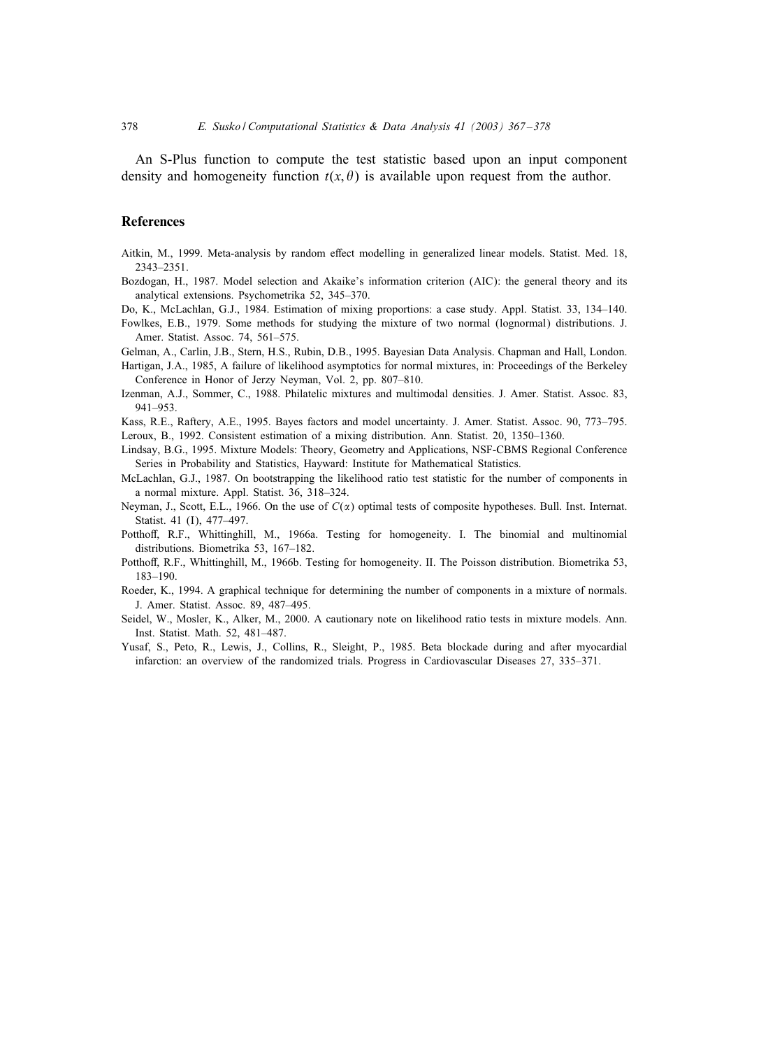An S-Plus function to compute the test statistic based upon an input component density and homogeneity function $t(x, \theta)$ is available upon request from the author.

## References

Aitkin, M., 1999. Meta-analysis by random effect modelling in generalized linear models. Statist. Med. 18, 2343–2351.

Bozdogan, H., 1987. Model selection and Akaike's information criterion (AIC): the general theory and its analytical extensions. Psychometrika 52, 345–370.

Do, K., McLachlan, G.J., 1984. Estimation of mixing proportions: a case study. Appl. Statist. 33, 134–140.

Fowlkes, E.B., 1979. Some methods for studying the mixture of two normal (lognormal) distributions. J. Amer. Statist. Assoc. 74, 561–575.

Gelman, A., Carlin, J.B., Stern, H.S., Rubin, D.B., 1995. Bayesian Data Analysis. Chapman and Hall, London.

Hartigan, J.A., 1985, A failure of likelihood asymptotics for normal mixtures, in: Proceedings of the Berkeley Conference in Honor of Jerzy Neyman, Vol. 2, pp. 807–810.

Izenman, A.J., Sommer, C., 1988. Philatelic mixtures and multimodal densities. J. Amer. Statist. Assoc. 83, 941–953.

Kass, R.E., Raftery, A.E., 1995. Bayes factors and model uncertainty. J. Amer. Statist. Assoc. 90, 773–795.

Leroux, B., 1992. Consistent estimation of a mixing distribution. Ann. Statist. 20, 1350–1360.

Lindsay, B.G., 1995. Mixture Models: Theory, Geometry and Applications, NSF-CBMS Regional Conference Series in Probability and Statistics, Hayward: Institute for Mathematical Statistics.

McLachlan, G.J., 1987. On bootstrapping the likelihood ratio test statistic for the number of components in a normal mixture. Appl. Statist. 36, 318–324.

Neyman, J., Scott, E.L., 1966. On the use of $C(\alpha)$ optimal tests of composite hypotheses. Bull. Inst. Internat. Statist. 41 (I), 477–497.

Potthoff, R.F., Whittinghill, M., 1966a. Testing for homogeneity. I. The binomial and multinomial distributions. Biometrika 53, 167–182.

Potthoff, R.F., Whittinghill, M., 1966b. Testing for homogeneity. II. The Poisson distribution. Biometrika 53, 183–190.

Roeder, K., 1994. A graphical technique for determining the number of components in a mixture of normals. J. Amer. Statist. Assoc. 89, 487–495.

Seidel, W., Mosler, K., Alker, M., 2000. A cautionary note on likelihood ratio tests in mixture models. Ann. Inst. Statist. Math. 52, 481–487.

Yusaf, S., Peto, R., Lewis, J., Collins, R., Sleight, P., 1985. Beta blockade during and after myocardial infarction: an overview of the randomized trials. Progress in Cardiovascular Diseases 27, 335–371.